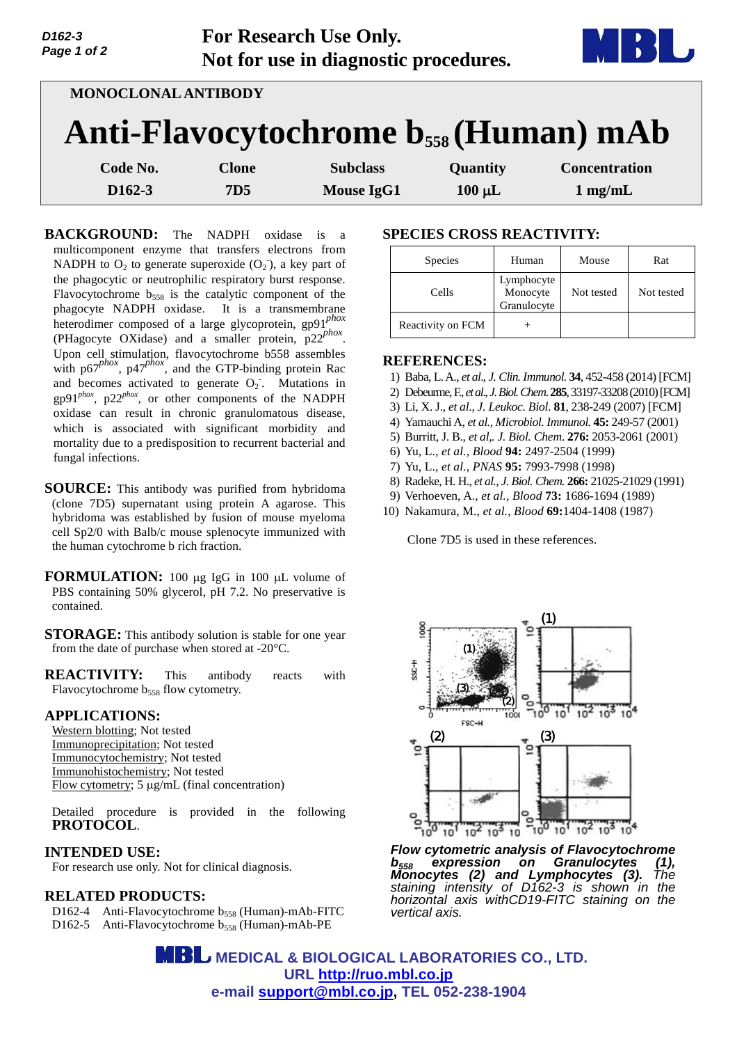For Research Use Only.
Not for use in diagnostic procedures.

MONOCLONAL ANTIBODY

# Anti-Flavocytochrome $b_{558}$ (Human) mAb

| Code No. | Clone | Subclass | Quantity | Concentration |
|---|---|---|---|---|
| D162-3 | 7D5 | Mouse IgG1 | 100 μL | 1 mg/mL |

**BACKGROUND:** The NADPH oxidase is a multicomponent enzyme that transfers electrons from NADPH to $O_2$ to generate superoxide ($O_2^-$), a key part of the phagocytic or neutrophilic respiratory burst response. Flavocytochrome $b_{558}$ is the catalytic component of the phagocyte NADPH oxidase. It is a transmembrane heterodimer composed of a large glycoprotein, $gp91^{phox}$ (PHagocyte OXidase) and a smaller protein, $p22^{phox}$. Upon cell stimulation, flavocytochrome b558 assembles with $p67^{phox}$, $p47^{phox}$, and the GTP-binding protein Rac and becomes activated to generate $O_2^-$. Mutations in $gp91^{phox}$, $p22^{phox}$, or other components of the NADPH oxidase can result in chronic granulomatous disease, which is associated with significant morbidity and mortality due to a predisposition to recurrent bacterial and fungal infections.

**SOURCE:** This antibody was purified from hybridoma (clone 7D5) supernatant using protein A agarose. This hybridoma was established by fusion of mouse myeloma cell Sp2/0 with Balb/c mouse splenocyte immunized with the human cytochrome b rich fraction.

**FORMULATION:** 100 μg IgG in 100 μL volume of PBS containing 50% glycerol, pH 7.2. No preservative is contained.

**STORAGE:** This antibody solution is stable for one year from the date of purchase when stored at -20°C.

**REACTIVITY:** This antibody reacts with Flavocytochrome $b_{558}$ flow cytometry.

**APPLICATIONS:**

Western blotting; Not tested
Immunoprecipitation; Not tested
Immunocytochemistry; Not tested
Immunohistochemistry; Not tested
Flow cytometry; 5 μg/mL (final concentration)

Detailed procedure is provided in the following **PROTOCOL**.

**INTENDED USE:**

For research use only. Not for clinical diagnosis.

**RELATED PRODUCTS:**

D162-4 Anti-Flavocytochrome $b_{558}$ (Human)-mAb-FITC
D162-5 Anti-Flavocytochrome $b_{558}$ (Human)-mAb-PE

**SPECIES CROSS REACTIVITY:**

| Species | Human | Mouse | Rat |
|---|---|---|---|
| Cells | Lymphocyte Monocyte Granulocyte | Not tested | Not tested |
| Reactivity on FCM | + | | |

**REFERENCES:**

1) Baba, L. A., *et al*., *J. Clin. Immunol.* **34**, 452-458 (2014) [FCM]
2) Debeurme, F., *et al*., *J. Biol. Chem.* **285**, 33197-33208 (2010) [FCM]
3) Li, X. J., *et al*., *J. Leukoc. Biol.* **81**, 238-249 (2007) [FCM]
4) Yamauchi A, *et al., Microbiol. Immunol.* **45:** 249-57 (2001)
5) Burritt, J. B., *et al,. J. Biol. Chem*. **276:** 2053-2061 (2001)
6) Yu, L., *et al., Blood* **94:** 2497-2504 (1999)
7) Yu, L., *et al., PNAS* **95:** 7993-7998 (1998)
8) Radeke, H. H., *et al., J. Biol. Chem.* **266:** 21025-21029 (1991)
9) Verhoeven, A., *et al., Blood* **73:** 1686-1694 (1989)
10) Nakamura, M., *et al., Blood* **69:**1404-1408 (1987)

Clone 7D5 is used in these references.

*Flow cytometric analysis of Flavocytochrome $b_{558}$ expression on Granulocytes (1), Monocytes (2) and Lymphocytes (3). The staining intensity of D162-3 is shown in the horizontal axis withCD19-FITC staining on the vertical axis.*

MEDICAL & BIOLOGICAL LABORATORIES CO., LTD.
URL http://ruo.mbl.co.jp
e-mail support@mbl.co.jp, TEL 052-238-1904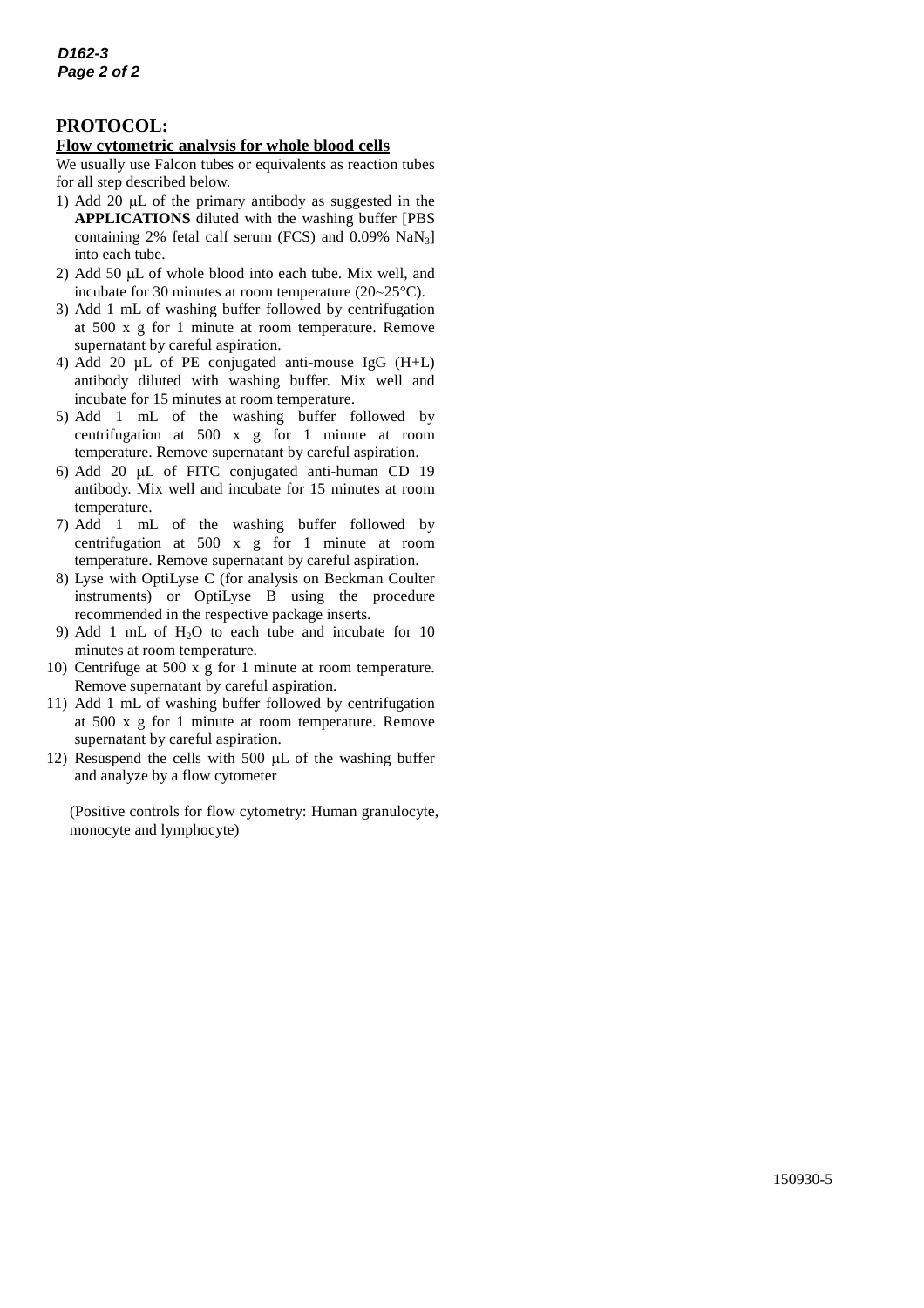## PROTOCOL:

### Flow cytometric analysis for whole blood cells

We usually use Falcon tubes or equivalents as reaction tubes for all step described below.

1) Add 20 μL of the primary antibody as suggested in the **APPLICATIONS** diluted with the washing buffer [PBS containing 2% fetal calf serum (FCS) and 0.09% $NaN_3$] into each tube.
2) Add 50 μL of whole blood into each tube. Mix well, and incubate for 30 minutes at room temperature (20~25°C).
3) Add 1 mL of washing buffer followed by centrifugation at 500 x g for 1 minute at room temperature. Remove supernatant by careful aspiration.
4) Add 20 μL of PE conjugated anti-mouse IgG (H+L) antibody diluted with washing buffer. Mix well and incubate for 15 minutes at room temperature.
5) Add 1 mL of the washing buffer followed by centrifugation at 500 x g for 1 minute at room temperature. Remove supernatant by careful aspiration.
6) Add 20 μL of FITC conjugated anti-human CD 19 antibody. Mix well and incubate for 15 minutes at room temperature.
7) Add 1 mL of the washing buffer followed by centrifugation at 500 x g for 1 minute at room temperature. Remove supernatant by careful aspiration.
8) Lyse with OptiLyse C (for analysis on Beckman Coulter instruments) or OptiLyse B using the procedure recommended in the respective package inserts.
9) Add 1 mL of $H_2O$ to each tube and incubate for 10 minutes at room temperature.
10) Centrifuge at 500 x g for 1 minute at room temperature. Remove supernatant by careful aspiration.
11) Add 1 mL of washing buffer followed by centrifugation at 500 x g for 1 minute at room temperature. Remove supernatant by careful aspiration.
12) Resuspend the cells with 500 μL of the washing buffer and analyze by a flow cytometer

(Positive controls for flow cytometry: Human granulocyte, monocyte and lymphocyte)

150930-5